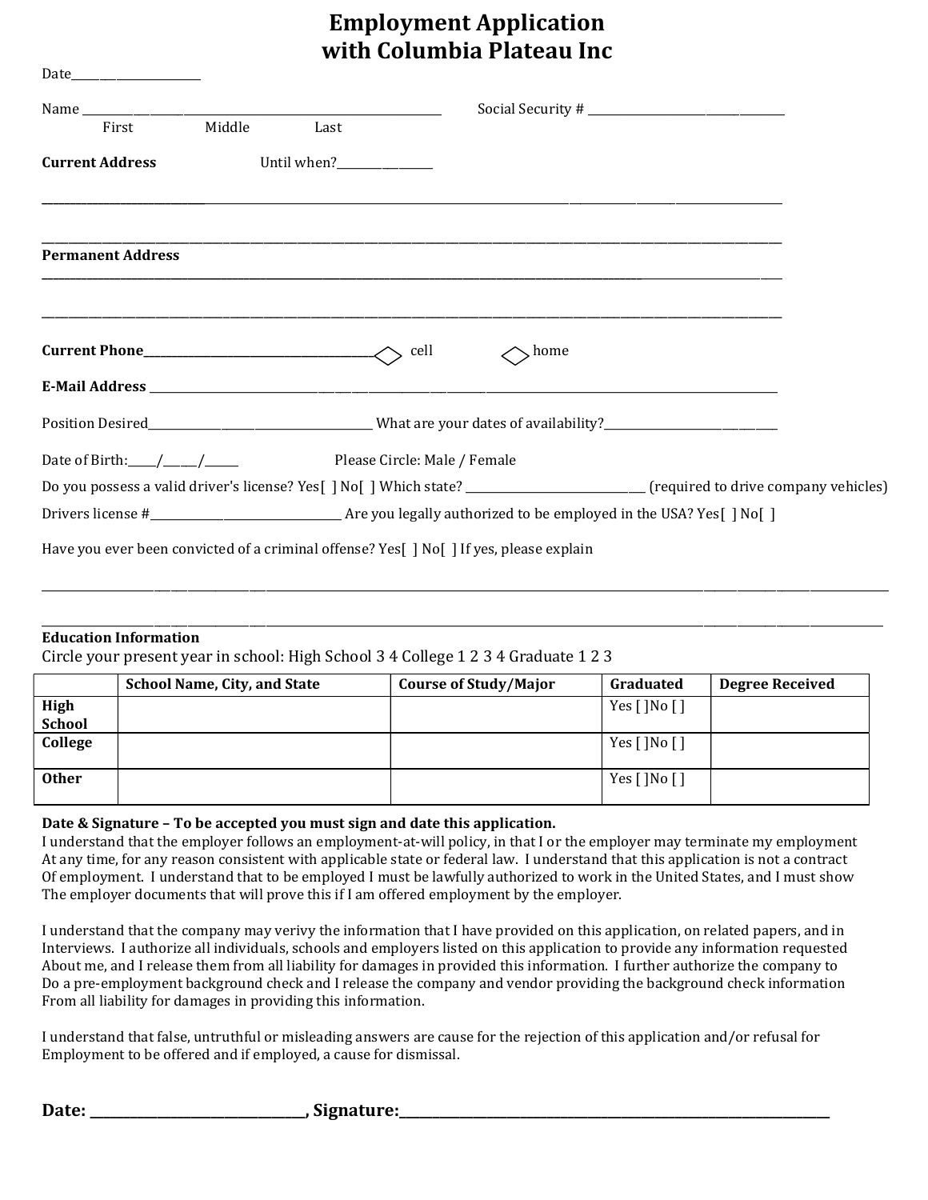# Employment Application with Columbia Plateau Inc

Date______________________

Name _________________________________________________________________ Social Security # ___________________________________
First Middle Last

**Current Address** Until when?_________________

___________________________________________________________________________________________________________

___________________________________________________________________________________________________________

**Permanent Address**

___________________________________________________________________________________________________________

___________________________________________________________________________________________________________

**Current Phone**_________________________________________ ◇ cell ◇ home

**E-Mail Address** _______________________________________________________________________________________

Position Desired________________________________________ What are your dates of availability?_____________________________

Date of Birth:_____/______/______ Please Circle: Male / Female

Do you possess a valid driver's license? Yes[ ] No[ ] Which state? _______________________________ (required to drive company vehicles)

Drivers license #_________________________________ Are you legally authorized to be employed in the USA? Yes[ ] No[ ]

Have you ever been convicted of a criminal offense? Yes[ ] No[ ] If yes, please explain

___________________________________________________________________________________________________________

___________________________________________________________________________________________________________

**Education Information**

Circle your present year in school: High School 3 4 College 1 2 3 4 Graduate 1 2 3

| | School Name, City, and State | Course of Study/Major | Graduated | Degree Received |
|---|---|---|---|---|
| **High School** | | | Yes [ ]No [ ] | |
| **College** | | | Yes [ ]No [ ] | |
| **Other** | | | Yes [ ]No [ ] | |

**Date & Signature – To be accepted you must sign and date this application.**

I understand that the employer follows an employment-at-will policy, in that I or the employer may terminate my employment At any time, for any reason consistent with applicable state or federal law. I understand that this application is not a contract Of employment. I understand that to be employed I must be lawfully authorized to work in the United States, and I must show The employer documents that will prove this if I am offered employment by the employer.

I understand that the company may verivy the information that I have provided on this application, on related papers, and in Interviews. I authorize all individuals, schools and employers listed on this application to provide any information requested About me, and I release them from all liability for damages in provided this information. I further authorize the company to Do a pre-employment background check and I release the company and vendor providing the background check information From all liability for damages in providing this information.

I understand that false, untruthful or misleading answers are cause for the rejection of this application and/or refusal for Employment to be offered and if employed, a cause for dismissal.

**Date: _______________________________, Signature:_________________________________________________________________**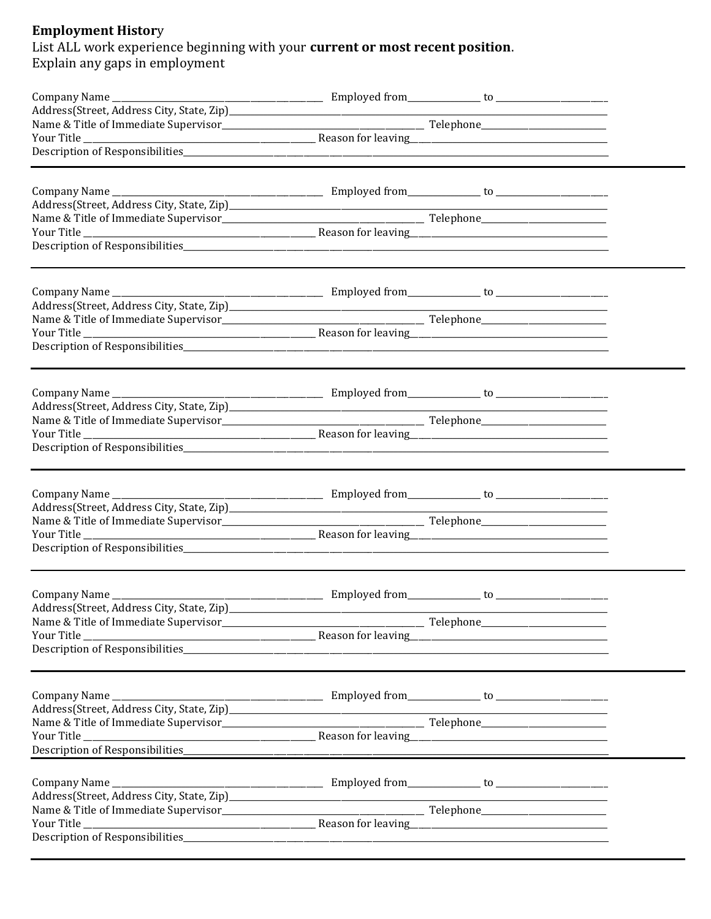**Employment History**

List ALL work experience beginning with your **current or most recent position**.
Explain any gaps in employment

Company Name ______________________________ Employed from__________ to ________________
Address(Street, Address City, State, Zip)____________________________________________________
Name & Title of Immediate Supervisor_____________________________ Telephone_________________
Your Title ________________________________ Reason for leaving_____________________________
Description of Responsibilities__________________________________________________________

---

Company Name ______________________________ Employed from__________ to ________________
Address(Street, Address City, State, Zip)____________________________________________________
Name & Title of Immediate Supervisor_____________________________ Telephone_________________
Your Title ________________________________ Reason for leaving_____________________________
Description of Responsibilities__________________________________________________________

---

Company Name ______________________________ Employed from__________ to ________________
Address(Street, Address City, State, Zip)____________________________________________________
Name & Title of Immediate Supervisor_____________________________ Telephone_________________
Your Title ________________________________ Reason for leaving_____________________________
Description of Responsibilities__________________________________________________________

---

Company Name ______________________________ Employed from__________ to ________________
Address(Street, Address City, State, Zip)____________________________________________________
Name & Title of Immediate Supervisor_____________________________ Telephone_________________
Your Title ________________________________ Reason for leaving_____________________________
Description of Responsibilities__________________________________________________________

---

Company Name ______________________________ Employed from__________ to ________________
Address(Street, Address City, State, Zip)____________________________________________________
Name & Title of Immediate Supervisor_____________________________ Telephone_________________
Your Title ________________________________ Reason for leaving_____________________________
Description of Responsibilities__________________________________________________________

---

Company Name ______________________________ Employed from__________ to ________________
Address(Street, Address City, State, Zip)____________________________________________________
Name & Title of Immediate Supervisor_____________________________ Telephone_________________
Your Title ________________________________ Reason for leaving_____________________________
Description of Responsibilities__________________________________________________________

---

Company Name ______________________________ Employed from__________ to ________________
Address(Street, Address City, State, Zip)____________________________________________________
Name & Title of Immediate Supervisor_____________________________ Telephone_________________
Your Title ________________________________ Reason for leaving_____________________________
Description of Responsibilities__________________________________________________________

---

Company Name ______________________________ Employed from__________ to ________________
Address(Street, Address City, State, Zip)____________________________________________________
Name & Title of Immediate Supervisor_____________________________ Telephone_________________
Your Title ________________________________ Reason for leaving_____________________________
Description of Responsibilities__________________________________________________________

---